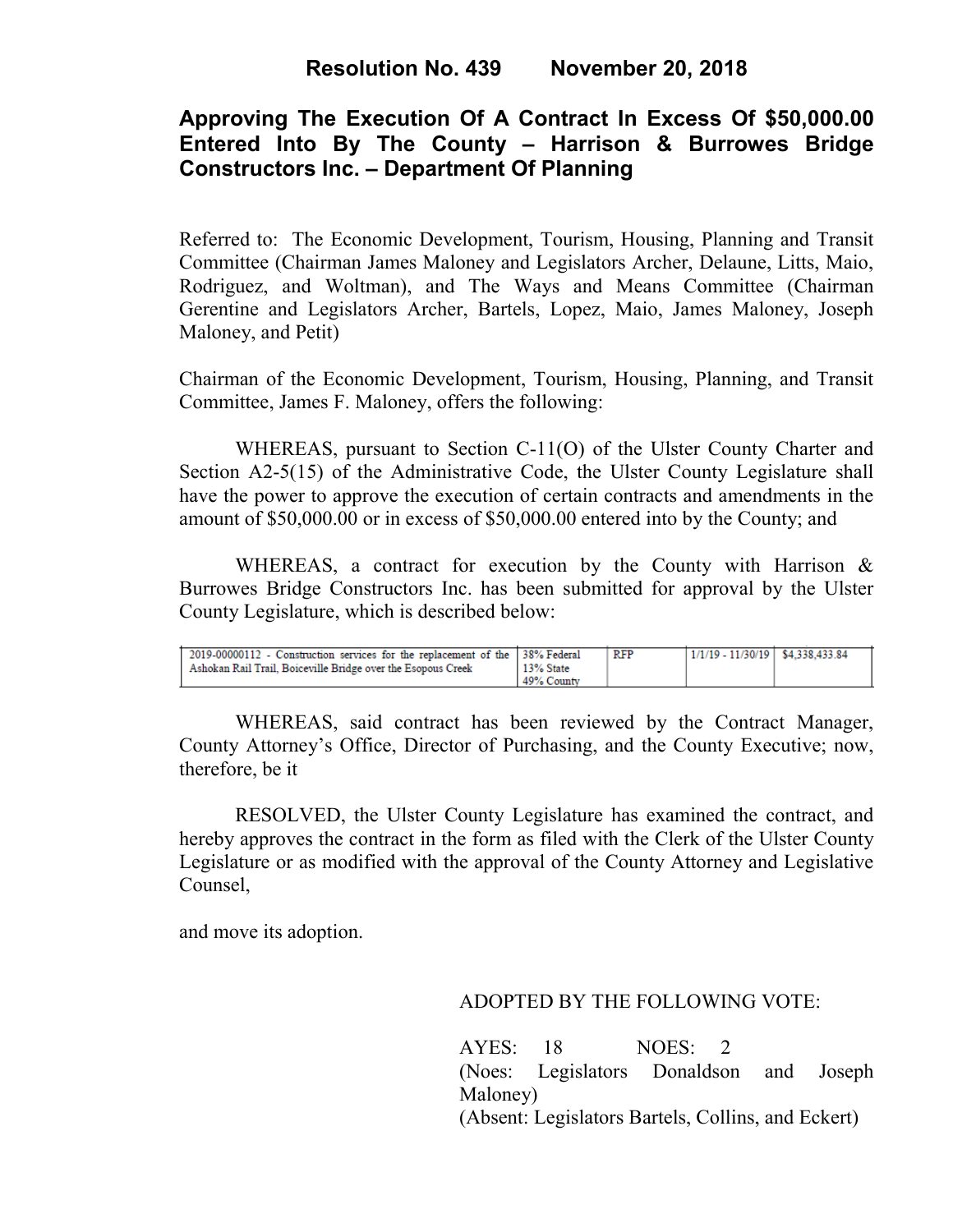# Resolution No. 439 November 20, 2018

## Approving The Execution Of A Contract In Excess Of $50,000.00 Entered Into By The County – Harrison & Burrowes Bridge Constructors Inc. – Department Of Planning

Referred to: The Economic Development, Tourism, Housing, Planning and Transit Committee (Chairman James Maloney and Legislators Archer, Delaune, Litts, Maio, Rodriguez, and Woltman), and The Ways and Means Committee (Chairman Gerentine and Legislators Archer, Bartels, Lopez, Maio, James Maloney, Joseph Maloney, and Petit)

Chairman of the Economic Development, Tourism, Housing, Planning, and Transit Committee, James F. Maloney, offers the following:

WHEREAS, pursuant to Section C-11(O) of the Ulster County Charter and Section A2-5(15) of the Administrative Code, the Ulster County Legislature shall have the power to approve the execution of certain contracts and amendments in the amount of $50,000.00 or in excess of $50,000.00 entered into by the County; and

WHEREAS, a contract for execution by the County with Harrison & Burrowes Bridge Constructors Inc. has been submitted for approval by the Ulster County Legislature, which is described below:

| | | | | |
|---|---|---|---|---|
| 2019-00000112 - Construction services for the replacement of the Ashokan Rail Trail, Boiceville Bridge over the Esopous Creek | 38% Federal<br>13% State<br>49% County | RFP | 1/1/19 - 11/30/19 | $4,338,433.84 |

WHEREAS, said contract has been reviewed by the Contract Manager, County Attorney's Office, Director of Purchasing, and the County Executive; now, therefore, be it

RESOLVED, the Ulster County Legislature has examined the contract, and hereby approves the contract in the form as filed with the Clerk of the Ulster County Legislature or as modified with the approval of the County Attorney and Legislative Counsel,

and move its adoption.

ADOPTED BY THE FOLLOWING VOTE:

AYES: 18 NOES: 2
(Noes: Legislators Donaldson and Joseph Maloney)
(Absent: Legislators Bartels, Collins, and Eckert)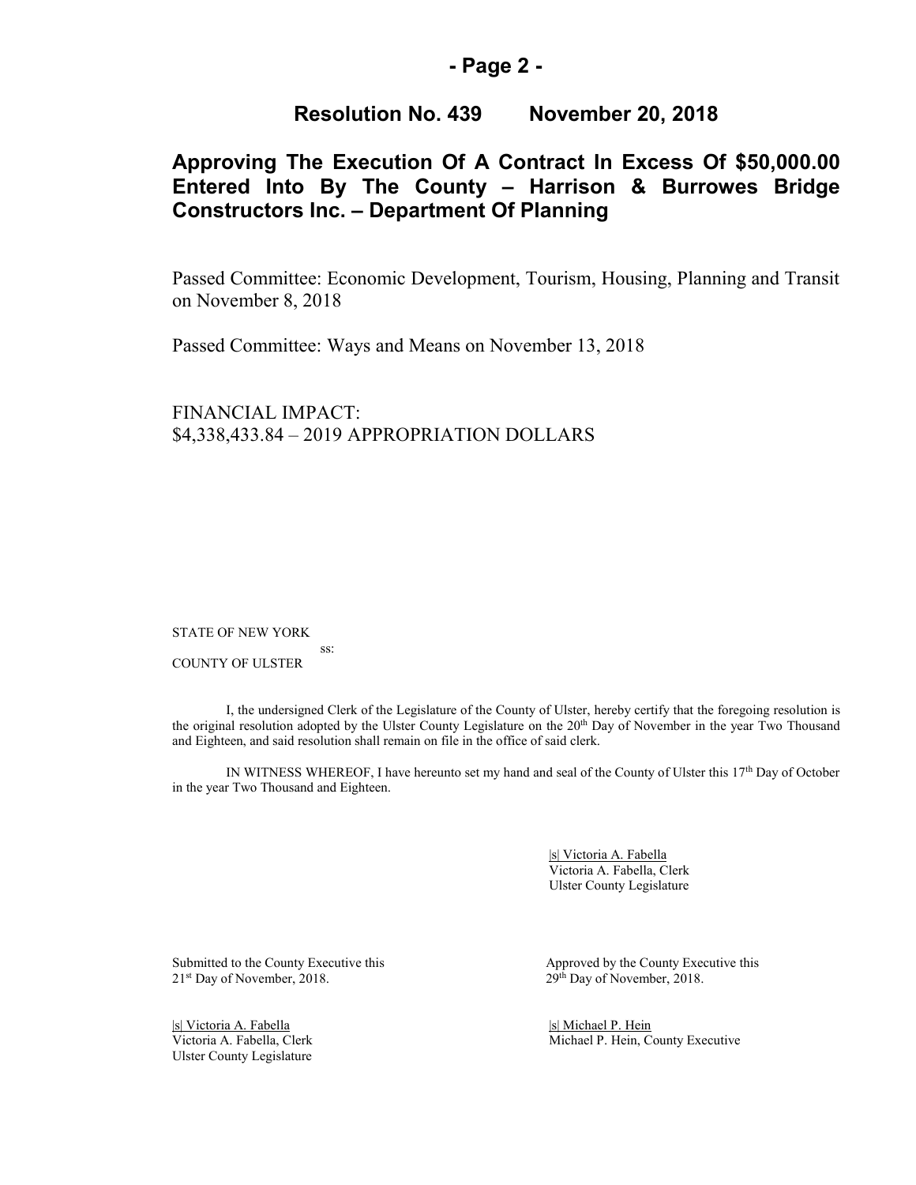## Resolution No. 439 November 20, 2018

## Approving The Execution Of A Contract In Excess Of $50,000.00 Entered Into By The County – Harrison & Burrowes Bridge Constructors Inc. – Department Of Planning

Passed Committee: Economic Development, Tourism, Housing, Planning and Transit on November 8, 2018

Passed Committee: Ways and Means on November 13, 2018

FINANCIAL IMPACT:
$4,338,433.84 – 2019 APPROPRIATION DOLLARS

STATE OF NEW YORK
ss:
COUNTY OF ULSTER

I, the undersigned Clerk of the Legislature of the County of Ulster, hereby certify that the foregoing resolution is the original resolution adopted by the Ulster County Legislature on the 20th Day of November in the year Two Thousand and Eighteen, and said resolution shall remain on file in the office of said clerk.

IN WITNESS WHEREOF, I have hereunto set my hand and seal of the County of Ulster this 17th Day of October in the year Two Thousand and Eighteen.

|s| Victoria A. Fabella
Victoria A. Fabella, Clerk
Ulster County Legislature

Submitted to the County Executive this 21st Day of November, 2018.

|s| Victoria A. Fabella
Victoria A. Fabella, Clerk
Ulster County Legislature

Approved by the County Executive this 29th Day of November, 2018.

|s| Michael P. Hein
Michael P. Hein, County Executive